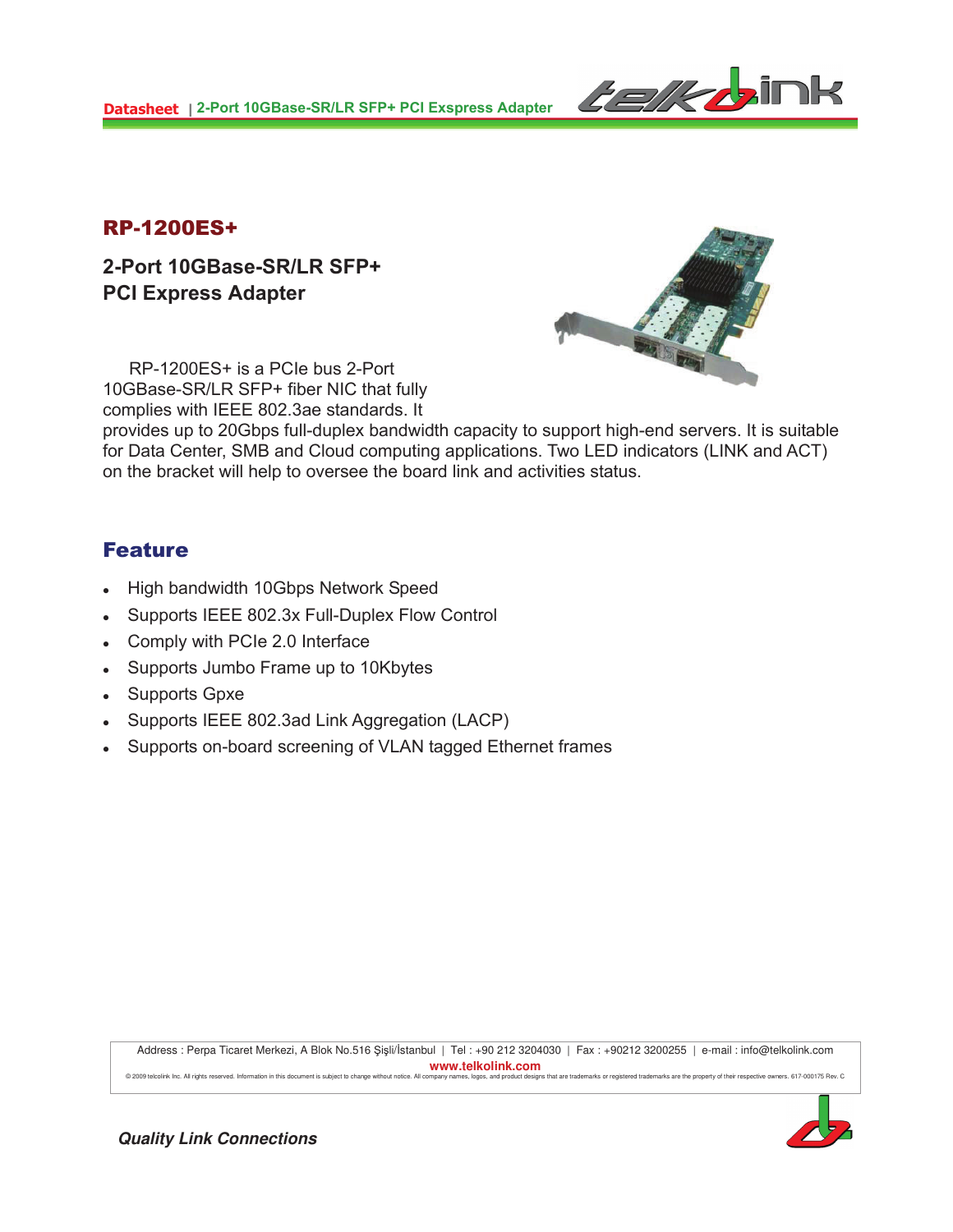# RP-1200ES+

## 2-Port 10GBase-SR/LR SFP+ PCI Express Adapter

RP-1200ES+ is a PCIe bus 2-Port 10GBase-SR/LR SFP+ fiber NIC that fully complies with IEEE 802.3ae standards. It provides up to 20Gbps full-duplex bandwidth capacity to support high-end servers. It is suitable for Data Center, SMB and Cloud computing applications. Two LED indicators (LINK and ACT) on the bracket will help to oversee the board link and activities status.

## Feature

- High bandwidth 10Gbps Network Speed
- Supports IEEE 802.3x Full-Duplex Flow Control
- Comply with PCIe 2.0 Interface
- Supports Jumbo Frame up to 10Kbytes
- Supports Gpxe
- Supports IEEE 802.3ad Link Aggregation (LACP)
- Supports on-board screening of VLAN tagged Ethernet frames

Address : Perpa Ticaret Merkezi, A Blok No.516 Şişli/İstanbul | Tel : +90 212 3204030 | Fax : +90212 3200255 | e-mail : info@telkolink.com

www.telkolink.com

© 2009 telcolink Inc. All rights reserved. Information in this document is subject to change without notice. All company names, logos, and product designs that are trademarks or registered trademarks are the property of their respective owners. 617-000175 Rev. C

*Quality Link Connections*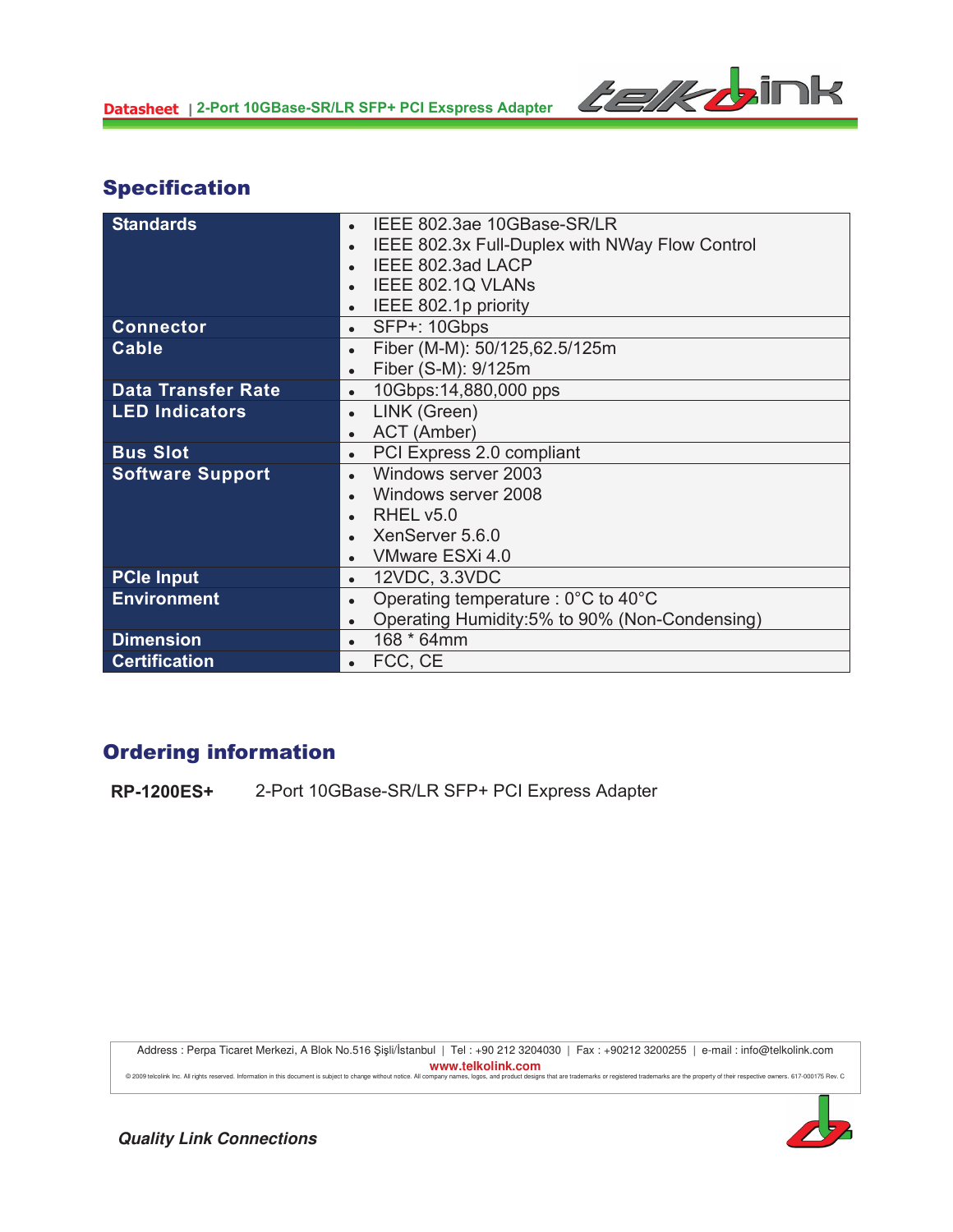## Specification

| | |
|---|---|
| **Standards** | • IEEE 802.3ae 10GBase-SR/LR<br>• IEEE 802.3x Full-Duplex with NWay Flow Control<br>• IEEE 802.3ad LACP<br>• IEEE 802.1Q VLANs<br>• IEEE 802.1p priority |
| **Connector** | • SFP+: 10Gbps |
| **Cable** | • Fiber (M-M): 50/125,62.5/125m<br>• Fiber (S-M): 9/125m |
| **Data Transfer Rate** | • 10Gbps:14,880,000 pps |
| **LED Indicators** | • LINK (Green)<br>• ACT (Amber) |
| **Bus Slot** | • PCI Express 2.0 compliant |
| **Software Support** | • Windows server 2003<br>• Windows server 2008<br>• RHEL v5.0<br>• XenServer 5.6.0<br>• VMware ESXi 4.0 |
| **PCIe Input** | • 12VDC, 3.3VDC |
| **Environment** | • Operating temperature : 0°C to 40°C<br>• Operating Humidity:5% to 90% (Non-Condensing) |
| **Dimension** | • 168 * 64mm |
| **Certification** | • FCC, CE |

## Ordering information

**RP-1200ES+** 2-Port 10GBase-SR/LR SFP+ PCI Express Adapter

Address : Perpa Ticaret Merkezi, A Blok No.516 Şişli/İstanbul | Tel : +90 212 3204030 | Fax : +90212 3200255 | e-mail : info@telkolink.com

www.telkolink.com

© 2009 telcolink Inc. All rights reserved. Information in this document is subject to change without notice. All company names, logos, and product designs that are trademarks or registered trademarks are the property of their respective owners. 617-000175 Rev. C

*Quality Link Connections*